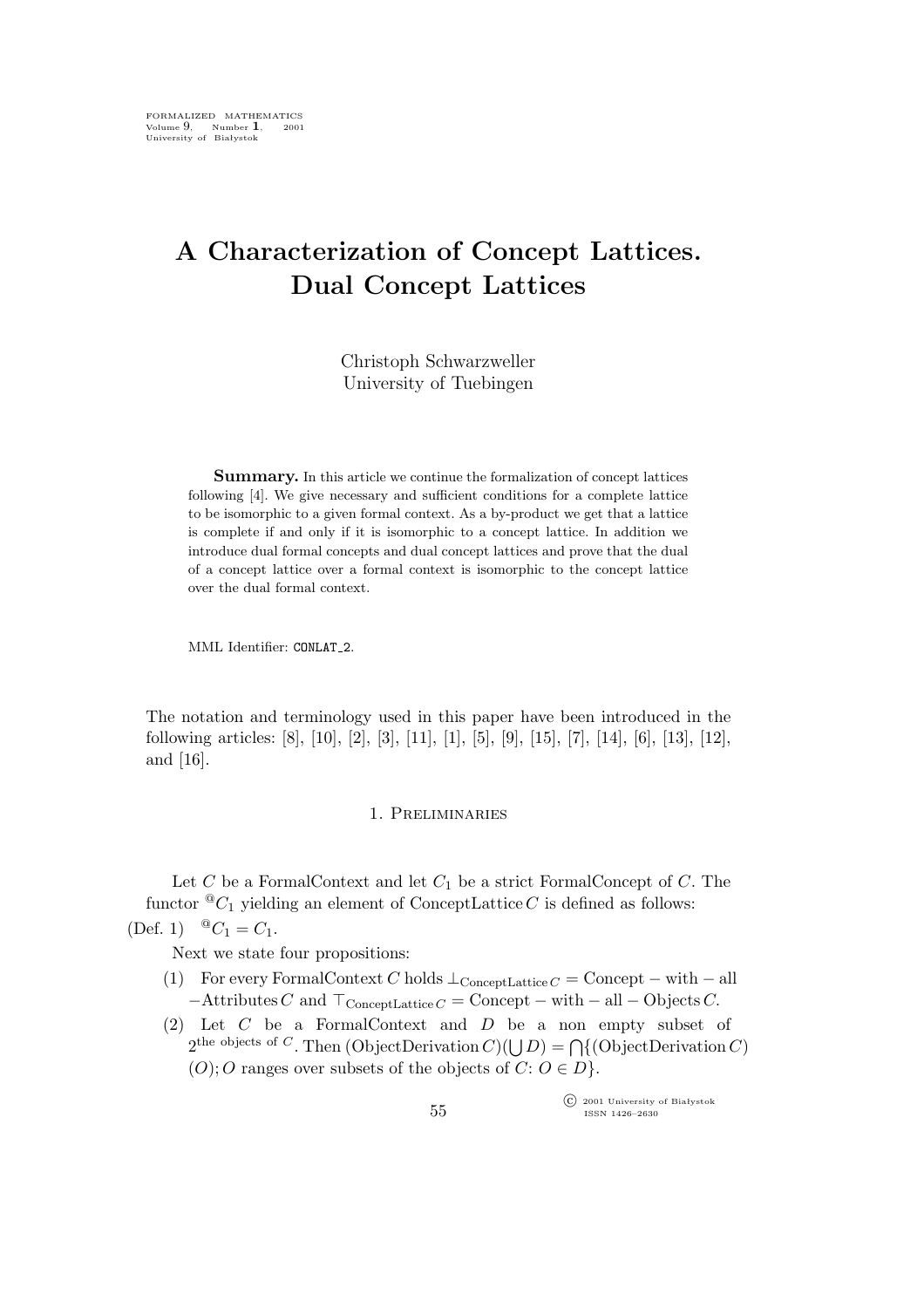# A Characterization of Concept Lattices. Dual Concept Lattices

Christoph Schwarzweller
University of Tuebingen

**Summary.** In this article we continue the formalization of concept lattices following [4]. We give necessary and sufficient conditions for a complete lattice to be isomorphic to a given formal context. As a by-product we get that a lattice is complete if and only if it is isomorphic to a concept lattice. In addition we introduce dual formal concepts and dual concept lattices and prove that the dual of a concept lattice over a formal context is isomorphic to the concept lattice over the dual formal context.

MML Identifier: CONLAT_2.

The notation and terminology used in this paper have been introduced in the following articles: [8], [10], [2], [3], [11], [1], [5], [9], [15], [7], [14], [6], [13], [12], and [16].

## 1. Preliminaries

Let $C$ be a FormalContext and let $C_1$ be a strict FormalConcept of $C$. The functor ${}^{@}C_1$ yielding an element of ConceptLattice $C$ is defined as follows:

(Def. 1) ${}^{@}C_1 = C_1$.

Next we state four propositions:

(1) For every FormalContext $C$ holds $\bot_{\text{ConceptLattice}\,C}$ = Concept − with − all −Attributes $C$ and $\top_{\text{ConceptLattice}\,C}$ = Concept − with − all − Objects $C$.

(2) Let $C$ be a FormalContext and $D$ be a non empty subset of $2^{\text{the objects of } C}$. Then $(\text{ObjectDerivation}\,C)(\bigcup D) = \bigcap\{(\text{ObjectDerivation}\,C)(O); O$ ranges over subsets of the objects of $C$: $O \in D\}$.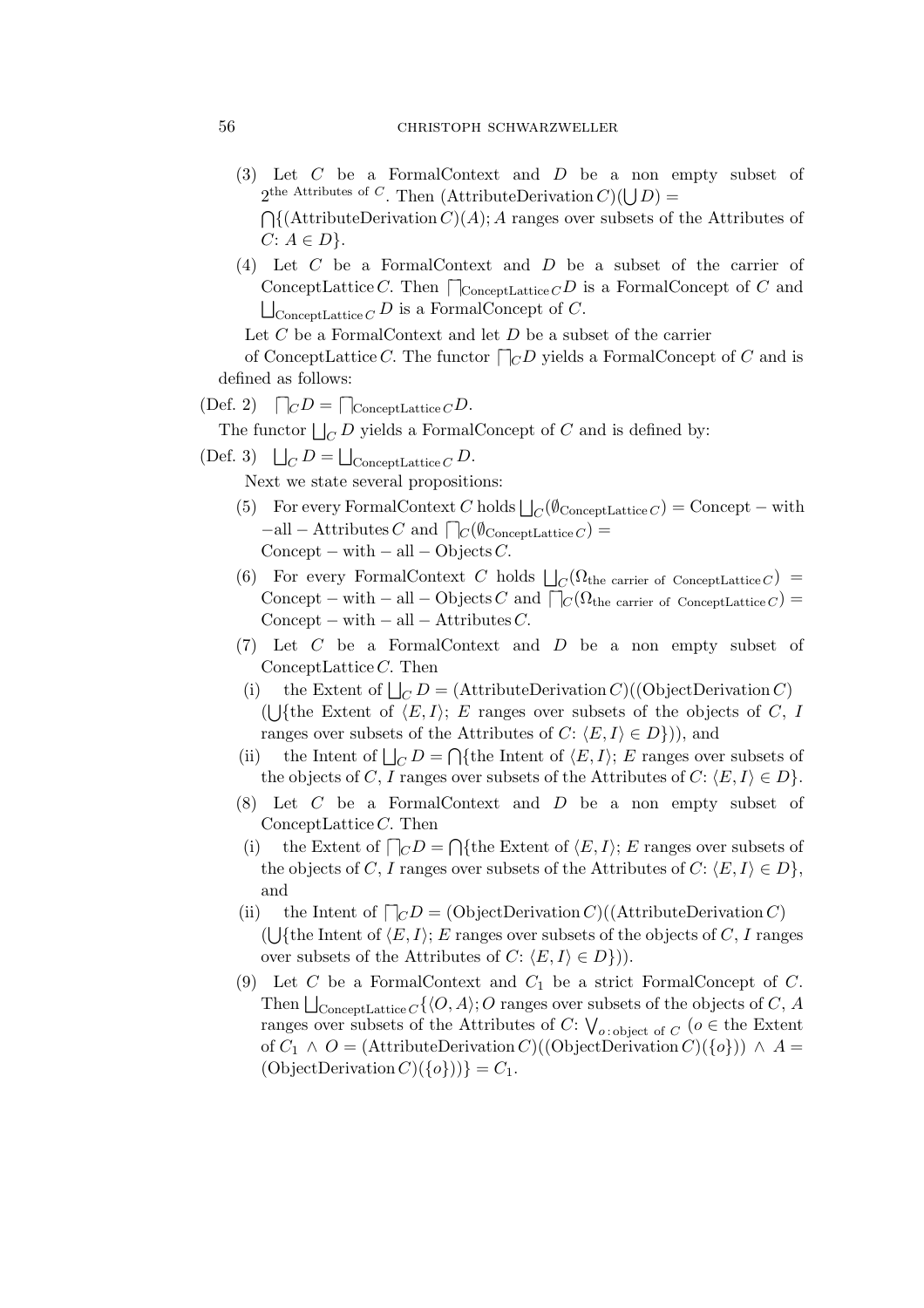(3) Let $C$ be a FormalContext and $D$ be a non empty subset of $2^{\text{the Attributes of } C}$. Then $(\text{AttributeDerivation}\, C)(\bigcup D) = \bigcap\{(\text{AttributeDerivation}\, C)(A);\ A$ ranges over subsets of the Attributes of $C$: $A \in D\}$.

(4) Let $C$ be a FormalContext and $D$ be a subset of the carrier of ConceptLattice $C$. Then $\bigsqcap_{\text{ConceptLattice}\, C} D$ is a FormalConcept of $C$ and $\bigsqcup_{\text{ConceptLattice}\, C} D$ is a FormalConcept of $C$.

Let $C$ be a FormalContext and let $D$ be a subset of the carrier of ConceptLattice $C$. The functor $\bigsqcap_C D$ yields a FormalConcept of $C$ and is defined as follows:

(Def. 2) $\bigsqcap_C D = \bigsqcap_{\text{ConceptLattice}\, C} D$.

The functor $\bigsqcup_C D$ yields a FormalConcept of $C$ and is defined by:

(Def. 3) $\bigsqcup_C D = \bigsqcup_{\text{ConceptLattice}\, C} D$.

Next we state several propositions:

(5) For every FormalContext $C$ holds $\bigsqcup_C(\emptyset_{\text{ConceptLattice}\, C}) = \text{Concept} - \text{with} - \text{all} - \text{Attributes}\, C$ and $\bigsqcap_C(\emptyset_{\text{ConceptLattice}\, C}) = \text{Concept} - \text{with} - \text{all} - \text{Objects}\, C$.

(6) For every FormalContext $C$ holds $\bigsqcup_C(\Omega_{\text{the carrier of ConceptLattice}\, C}) = \text{Concept} - \text{with} - \text{all} - \text{Objects}\, C$ and $\bigsqcap_C(\Omega_{\text{the carrier of ConceptLattice}\, C}) = \text{Concept} - \text{with} - \text{all} - \text{Attributes}\, C$.

(7) Let $C$ be a FormalContext and $D$ be a non empty subset of ConceptLattice $C$. Then

(i) the Extent of $\bigsqcup_C D = (\text{AttributeDerivation}\, C)((\text{ObjectDerivation}\, C)(\bigcup\{$the Extent of $\langle E, I\rangle$; $E$ ranges over subsets of the objects of $C$, $I$ ranges over subsets of the Attributes of $C$: $\langle E, I\rangle \in D\}))$, and

(ii) the Intent of $\bigsqcup_C D = \bigcap\{$the Intent of $\langle E, I\rangle$; $E$ ranges over subsets of the objects of $C$, $I$ ranges over subsets of the Attributes of $C$: $\langle E, I\rangle \in D\}$.

(8) Let $C$ be a FormalContext and $D$ be a non empty subset of ConceptLattice $C$. Then

(i) the Extent of $\bigsqcap_C D = \bigcap\{$the Extent of $\langle E, I\rangle$; $E$ ranges over subsets of the objects of $C$, $I$ ranges over subsets of the Attributes of $C$: $\langle E, I\rangle \in D\}$, and

(ii) the Intent of $\bigsqcap_C D = (\text{ObjectDerivation}\, C)((\text{AttributeDerivation}\, C)(\bigcup\{$the Intent of $\langle E, I\rangle$; $E$ ranges over subsets of the objects of $C$, $I$ ranges over subsets of the Attributes of $C$: $\langle E, I\rangle \in D\}))$.

(9) Let $C$ be a FormalContext and $C_1$ be a strict FormalConcept of $C$. Then $\bigsqcup_{\text{ConceptLattice}\, C}\{\langle O, A\rangle; O$ ranges over subsets of the objects of $C$, $A$ ranges over subsets of the Attributes of $C$: $\bigvee_{o\,:\,\text{object of}\, C}$ ($o \in$ the Extent of $C_1 \wedge O = (\text{AttributeDerivation}\, C)((\text{ObjectDerivation}\, C)(\{o\})) \wedge A = (\text{ObjectDerivation}\, C)(\{o\}))\} = C_1$.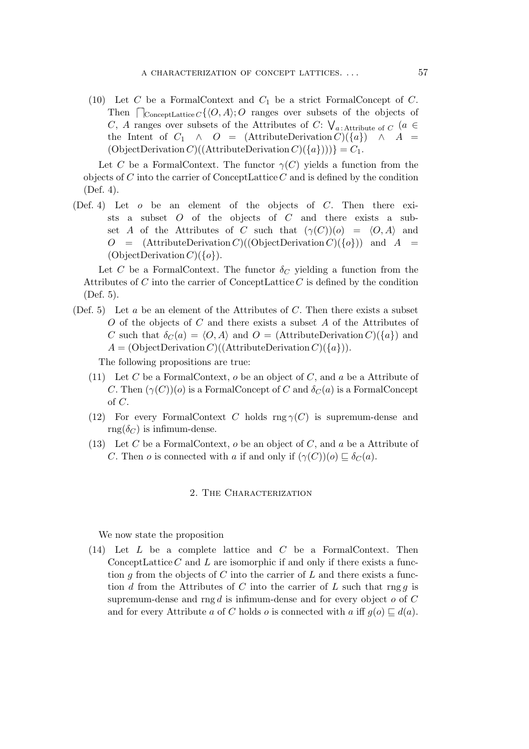(10) Let $C$ be a FormalContext and $C_1$ be a strict FormalConcept of $C$. Then $\bigsqcap_{\text{ConceptLattice}\, C}\{\langle O, A\rangle; O$ ranges over subsets of the objects of $C$, $A$ ranges over subsets of the Attributes of $C$: $\bigvee_{a\,:\,\text{Attribute of}\ C}$ $(a \in$ the Intent of $C_1$ $\wedge$ $O$ $=$ $(\text{AttributeDerivation}\, C)(\{a\})$ $\wedge$ $A$ $=$ $(\text{ObjectDerivation}\, C)((\text{AttributeDerivation}\, C)(\{a\})))\} = C_1$.

Let $C$ be a FormalContext. The functor $\gamma(C)$ yields a function from the objects of $C$ into the carrier of ConceptLattice $C$ and is defined by the condition (Def. 4).

(Def. 4) Let $o$ be an element of the objects of $C$. Then there exists a subset $O$ of the objects of $C$ and there exists a subset $A$ of the Attributes of $C$ such that $(\gamma(C))(o) = \langle O, A\rangle$ and $O = (\text{AttributeDerivation}\, C)((\text{ObjectDerivation}\, C)(\{o\}))$ and $A = (\text{ObjectDerivation}\, C)(\{o\})$.

Let $C$ be a FormalContext. The functor $\delta_C$ yielding a function from the Attributes of $C$ into the carrier of ConceptLattice $C$ is defined by the condition (Def. 5).

(Def. 5) Let $a$ be an element of the Attributes of $C$. Then there exists a subset $O$ of the objects of $C$ and there exists a subset $A$ of the Attributes of $C$ such that $\delta_C(a) = \langle O, A\rangle$ and $O = (\text{AttributeDerivation}\, C)(\{a\})$ and $A = (\text{ObjectDerivation}\, C)((\text{AttributeDerivation}\, C)(\{a\}))$.

The following propositions are true:

(11) Let $C$ be a FormalContext, $o$ be an object of $C$, and $a$ be a Attribute of $C$. Then $(\gamma(C))(o)$ is a FormalConcept of $C$ and $\delta_C(a)$ is a FormalConcept of $C$.

(12) For every FormalContext $C$ holds $\text{rng}\, \gamma(C)$ is supremum-dense and $\text{rng}(\delta_C)$ is infimum-dense.

(13) Let $C$ be a FormalContext, $o$ be an object of $C$, and $a$ be a Attribute of $C$. Then $o$ is connected with $a$ if and only if $(\gamma(C))(o) \sqsubseteq \delta_C(a)$.

## 2. The Characterization

We now state the proposition

(14) Let $L$ be a complete lattice and $C$ be a FormalContext. Then ConceptLattice $C$ and $L$ are isomorphic if and only if there exists a function $g$ from the objects of $C$ into the carrier of $L$ and there exists a function $d$ from the Attributes of $C$ into the carrier of $L$ such that $\text{rng}\, g$ is supremum-dense and $\text{rng}\, d$ is infimum-dense and for every object $o$ of $C$ and for every Attribute $a$ of $C$ holds $o$ is connected with $a$ iff $g(o) \sqsubseteq d(a)$.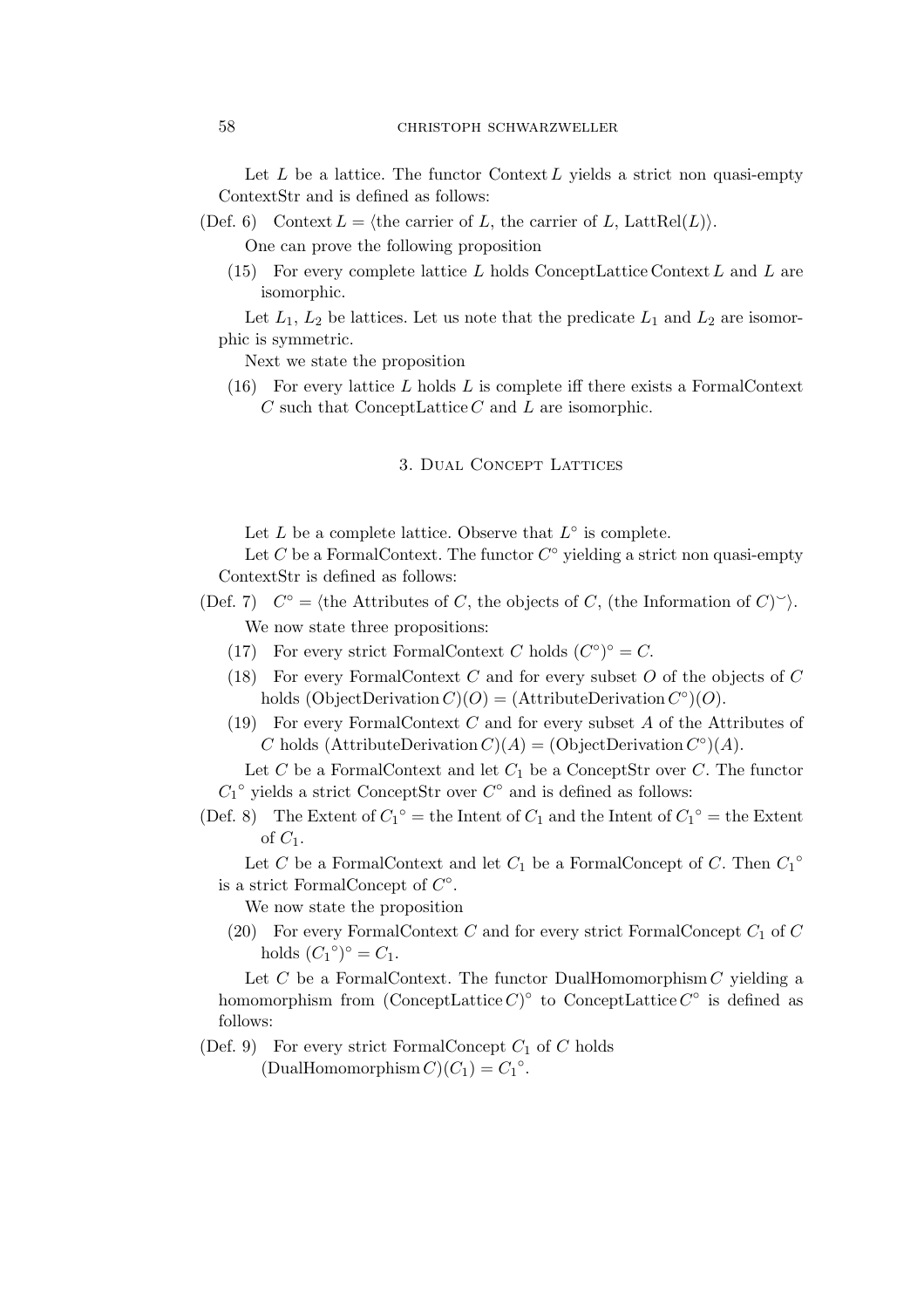Let $L$ be a lattice. The functor Context $L$ yields a strict non quasi-empty ContextStr and is defined as follows:

(Def. 6) Context $L = \langle$the carrier of $L$, the carrier of $L$, LattRel$(L)\rangle$.

One can prove the following proposition

(15) For every complete lattice $L$ holds ConceptLattice Context $L$ and $L$ are isomorphic.

Let $L_1$, $L_2$ be lattices. Let us note that the predicate $L_1$ and $L_2$ are isomorphic is symmetric.

Next we state the proposition

(16) For every lattice $L$ holds $L$ is complete iff there exists a FormalContext $C$ such that ConceptLattice $C$ and $L$ are isomorphic.

## 3. Dual Concept Lattices

Let $L$ be a complete lattice. Observe that $L^{\circ}$ is complete.

Let $C$ be a FormalContext. The functor $C^{\circ}$ yielding a strict non quasi-empty ContextStr is defined as follows:

(Def. 7) $C^{\circ} = \langle$the Attributes of $C$, the objects of $C$, (the Information of $C)^{\smile}\rangle$.

We now state three propositions:

(17) For every strict FormalContext $C$ holds $(C^{\circ})^{\circ} = C$.

(18) For every FormalContext $C$ and for every subset $O$ of the objects of $C$ holds (ObjectDerivation $C)(O)$ = (AttributeDerivation $C^{\circ})(O)$.

(19) For every FormalContext $C$ and for every subset $A$ of the Attributes of $C$ holds (AttributeDerivation $C)(A)$ = (ObjectDerivation $C^{\circ})(A)$.

Let $C$ be a FormalContext and let $C_1$ be a ConceptStr over $C$. The functor ${C_1}^{\circ}$ yields a strict ConceptStr over $C^{\circ}$ and is defined as follows:

(Def. 8) The Extent of ${C_1}^{\circ}$ = the Intent of $C_1$ and the Intent of ${C_1}^{\circ}$ = the Extent of $C_1$.

Let $C$ be a FormalContext and let $C_1$ be a FormalConcept of $C$. Then ${C_1}^{\circ}$ is a strict FormalConcept of $C^{\circ}$.

We now state the proposition

(20) For every FormalContext $C$ and for every strict FormalConcept $C_1$ of $C$ holds $({C_1}^{\circ})^{\circ} = C_1$.

Let $C$ be a FormalContext. The functor DualHomomorphism $C$ yielding a homomorphism from (ConceptLattice $C)^{\circ}$ to ConceptLattice $C^{\circ}$ is defined as follows:

(Def. 9) For every strict FormalConcept $C_1$ of $C$ holds (DualHomomorphism $C)(C_1) = {C_1}^{\circ}$.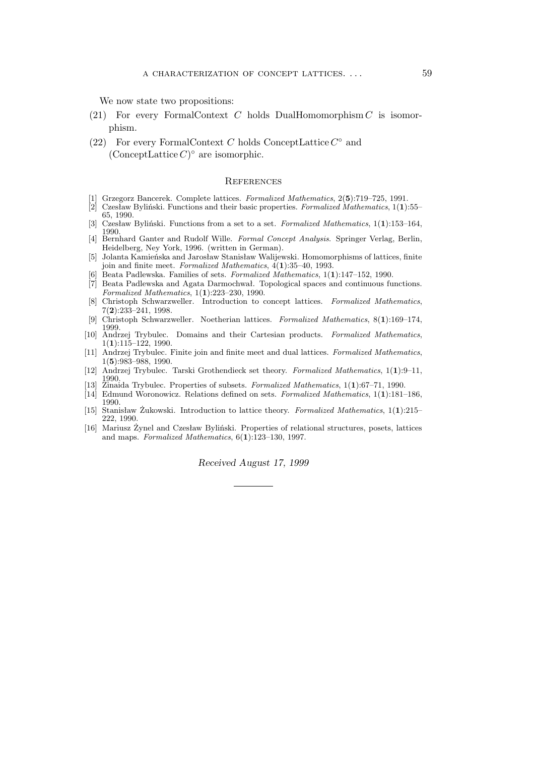We now state two propositions:

(21) For every FormalContext $C$ holds DualHomomorphism $C$ is isomorphism.

(22) For every FormalContext $C$ holds ConceptLattice $C^{\circ}$ and (ConceptLattice $C$)$^{\circ}$ are isomorphic.

## References

[1] Grzegorz Bancerek. Complete lattices. *Formalized Mathematics*, 2(**5**):719–725, 1991.

[2] Czesław Byliński. Functions and their basic properties. *Formalized Mathematics*, 1(**1**):55–65, 1990.

[3] Czesław Byliński. Functions from a set to a set. *Formalized Mathematics*, 1(**1**):153–164, 1990.

[4] Bernhard Ganter and Rudolf Wille. *Formal Concept Analysis*. Springer Verlag, Berlin, Heidelberg, Ney York, 1996. (written in German).

[5] Jolanta Kamieńska and Jarosław Stanisław Walijewski. Homomorphisms of lattices, finite join and finite meet. *Formalized Mathematics*, 4(**1**):35–40, 1993.

[6] Beata Padlewska. Families of sets. *Formalized Mathematics*, 1(**1**):147–152, 1990.

[7] Beata Padlewska and Agata Darmochwał. Topological spaces and continuous functions. *Formalized Mathematics*, 1(**1**):223–230, 1990.

[8] Christoph Schwarzweller. Introduction to concept lattices. *Formalized Mathematics*, 7(**2**):233–241, 1998.

[9] Christoph Schwarzweller. Noetherian lattices. *Formalized Mathematics*, 8(**1**):169–174, 1999.

[10] Andrzej Trybulec. Domains and their Cartesian products. *Formalized Mathematics*, 1(**1**):115–122, 1990.

[11] Andrzej Trybulec. Finite join and finite meet and dual lattices. *Formalized Mathematics*, 1(**5**):983–988, 1990.

[12] Andrzej Trybulec. Tarski Grothendieck set theory. *Formalized Mathematics*, 1(**1**):9–11, 1990.

[13] Zinaida Trybulec. Properties of subsets. *Formalized Mathematics*, 1(**1**):67–71, 1990.

[14] Edmund Woronowicz. Relations defined on sets. *Formalized Mathematics*, 1(**1**):181–186, 1990.

[15] Stanisław Żukowski. Introduction to lattice theory. *Formalized Mathematics*, 1(**1**):215–222, 1990.

[16] Mariusz Żynel and Czesław Byliński. Properties of relational structures, posets, lattices and maps. *Formalized Mathematics*, 6(**1**):123–130, 1997.

*Received August 17, 1999*